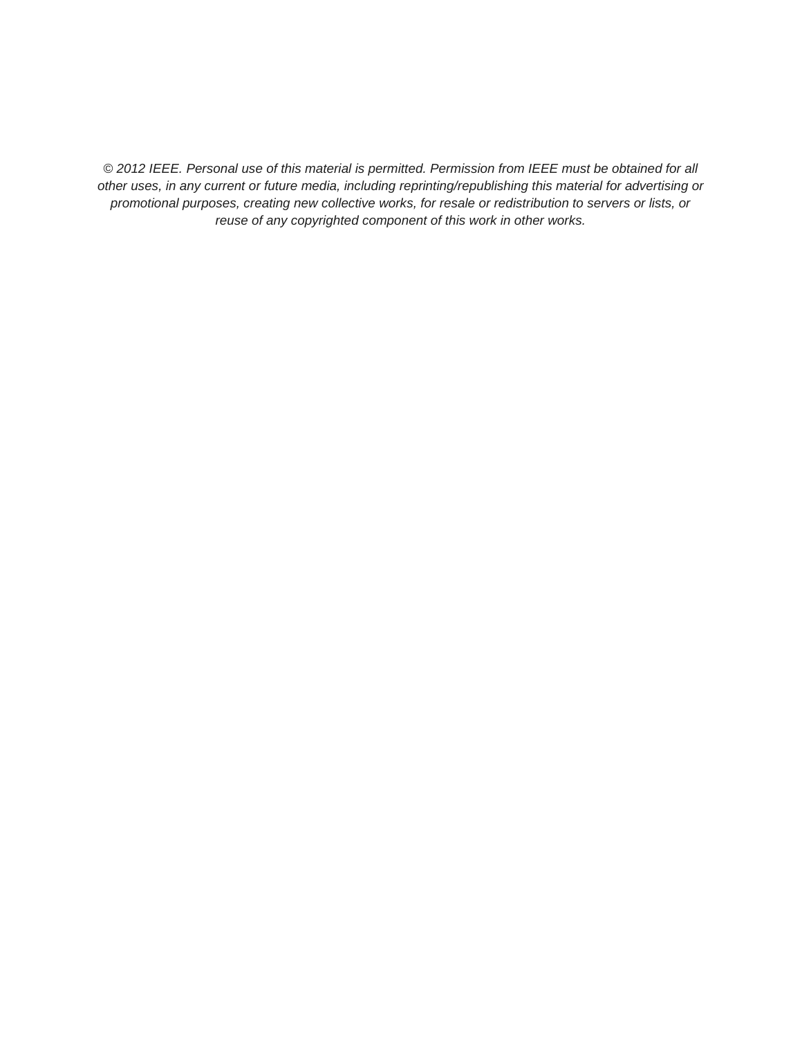*© 2012 IEEE. Personal use of this material is permitted. Permission from IEEE must be obtained for all other uses, in any current or future media, including reprinting/republishing this material for advertising or promotional purposes, creating new collective works, for resale or redistribution to servers or lists, or reuse of any copyrighted component of this work in other works.*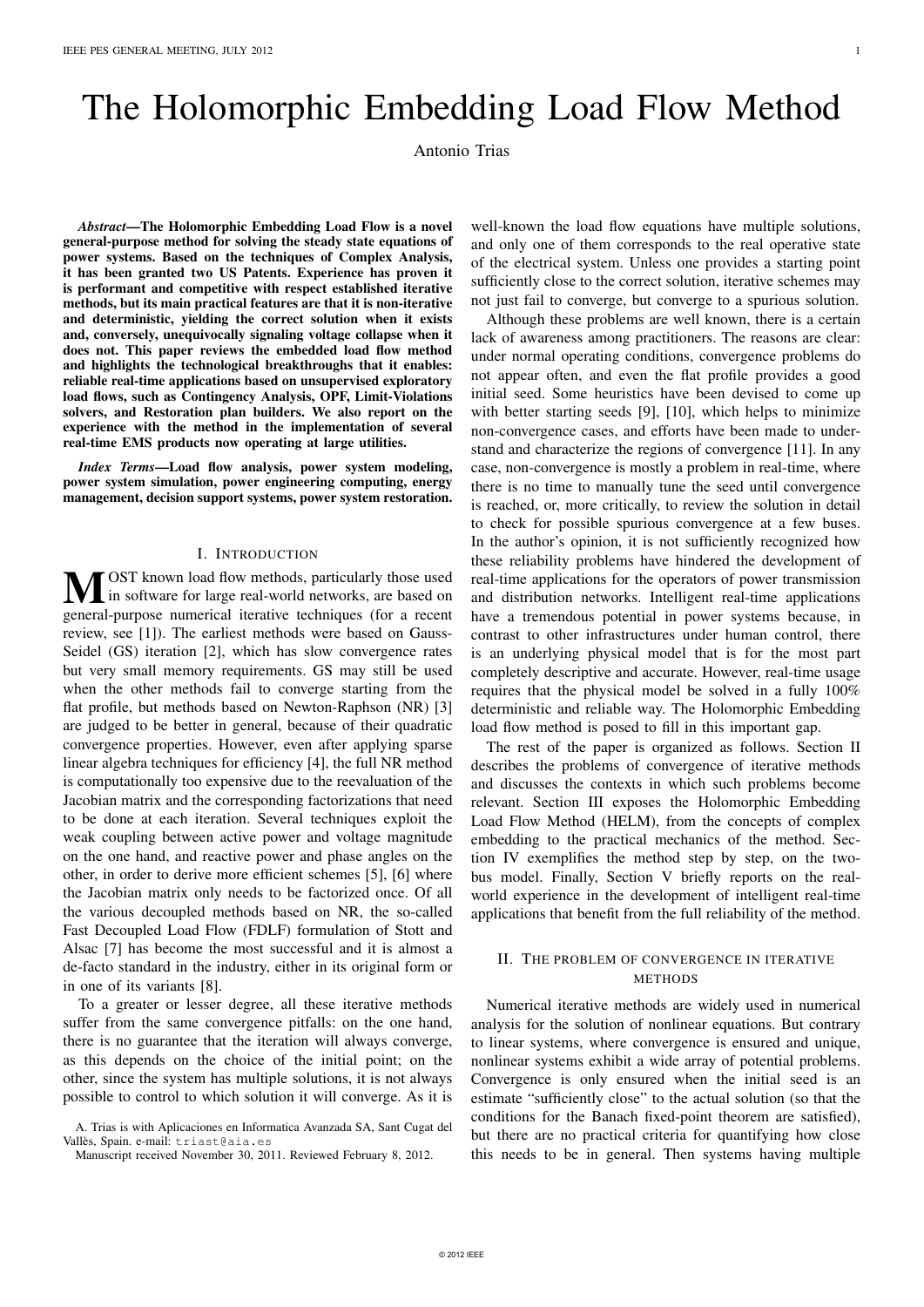# The Holomorphic Embedding Load Flow Method

Antonio Trias

***Abstract*—The Holomorphic Embedding Load Flow is a novel general-purpose method for solving the steady state equations of power systems. Based on the techniques of Complex Analysis, it has been granted two US Patents. Experience has proven it is performant and competitive with respect established iterative methods, but its main practical features are that it is non-iterative and deterministic, yielding the correct solution when it exists and, conversely, unequivocally signaling voltage collapse when it does not. This paper reviews the embedded load flow method and highlights the technological breakthroughs that it enables: reliable real-time applications based on unsupervised exploratory load flows, such as Contingency Analysis, OPF, Limit-Violations solvers, and Restoration plan builders. We also report on the experience with the method in the implementation of several real-time EMS products now operating at large utilities.**

***Index Terms*—Load flow analysis, power system modeling, power system simulation, power engineering computing, energy management, decision support systems, power system restoration.**

## I. Introduction

Most known load flow methods, particularly those used in software for large real-world networks, are based on general-purpose numerical iterative techniques (for a recent review, see [1]). The earliest methods were based on Gauss-Seidel (GS) iteration [2], which has slow convergence rates but very small memory requirements. GS may still be used when the other methods fail to converge starting from the flat profile, but methods based on Newton-Raphson (NR) [3] are judged to be better in general, because of their quadratic convergence properties. However, even after applying sparse linear algebra techniques for efficiency [4], the full NR method is computationally too expensive due to the reevaluation of the Jacobian matrix and the corresponding factorizations that need to be done at each iteration. Several techniques exploit the weak coupling between active power and voltage magnitude on the one hand, and reactive power and phase angles on the other, in order to derive more efficient schemes [5], [6] where the Jacobian matrix only needs to be factorized once. Of all the various decoupled methods based on NR, the so-called Fast Decoupled Load Flow (FDLF) formulation of Stott and Alsac [7] has become the most successful and it is almost a de-facto standard in the industry, either in its original form or in one of its variants [8].

To a greater or lesser degree, all these iterative methods suffer from the same convergence pitfalls: on the one hand, there is no guarantee that the iteration will always converge, as this depends on the choice of the initial point; on the other, since the system has multiple solutions, it is not always possible to control to which solution it will converge. As it is well-known the load flow equations have multiple solutions, and only one of them corresponds to the real operative state of the electrical system. Unless one provides a starting point sufficiently close to the correct solution, iterative schemes may not just fail to converge, but converge to a spurious solution.

Although these problems are well known, there is a certain lack of awareness among practitioners. The reasons are clear: under normal operating conditions, convergence problems do not appear often, and even the flat profile provides a good initial seed. Some heuristics have been devised to come up with better starting seeds [9], [10], which helps to minimize non-convergence cases, and efforts have been made to understand and characterize the regions of convergence [11]. In any case, non-convergence is mostly a problem in real-time, where there is no time to manually tune the seed until convergence is reached, or, more critically, to review the solution in detail to check for possible spurious convergence at a few buses. In the author's opinion, it is not sufficiently recognized how these reliability problems have hindered the development of real-time applications for the operators of power transmission and distribution networks. Intelligent real-time applications have a tremendous potential in power systems because, in contrast to other infrastructures under human control, there is an underlying physical model that is for the most part completely descriptive and accurate. However, real-time usage requires that the physical model be solved in a fully 100% deterministic and reliable way. The Holomorphic Embedding load flow method is posed to fill in this important gap.

The rest of the paper is organized as follows. Section II describes the problems of convergence of iterative methods and discusses the contexts in which such problems become relevant. Section III exposes the Holomorphic Embedding Load Flow Method (HELM), from the concepts of complex embedding to the practical mechanics of the method. Section IV exemplifies the method step by step, on the two-bus model. Finally, Section V briefly reports on the real-world experience in the development of intelligent real-time applications that benefit from the full reliability of the method.

## II. The problem of convergence in iterative methods

Numerical iterative methods are widely used in numerical analysis for the solution of nonlinear equations. But contrary to linear systems, where convergence is ensured and unique, nonlinear systems exhibit a wide array of potential problems. Convergence is only ensured when the initial seed is an estimate "sufficiently close" to the actual solution (so that the conditions for the Banach fixed-point theorem are satisfied), but there are no practical criteria for quantifying how close this needs to be in general. Then systems having multiple

A. Trias is with Aplicaciones en Informatica Avanzada SA, Sant Cugat del Vallès, Spain. e-mail: triast@aia.es

Manuscript received November 30, 2011. Reviewed February 8, 2012.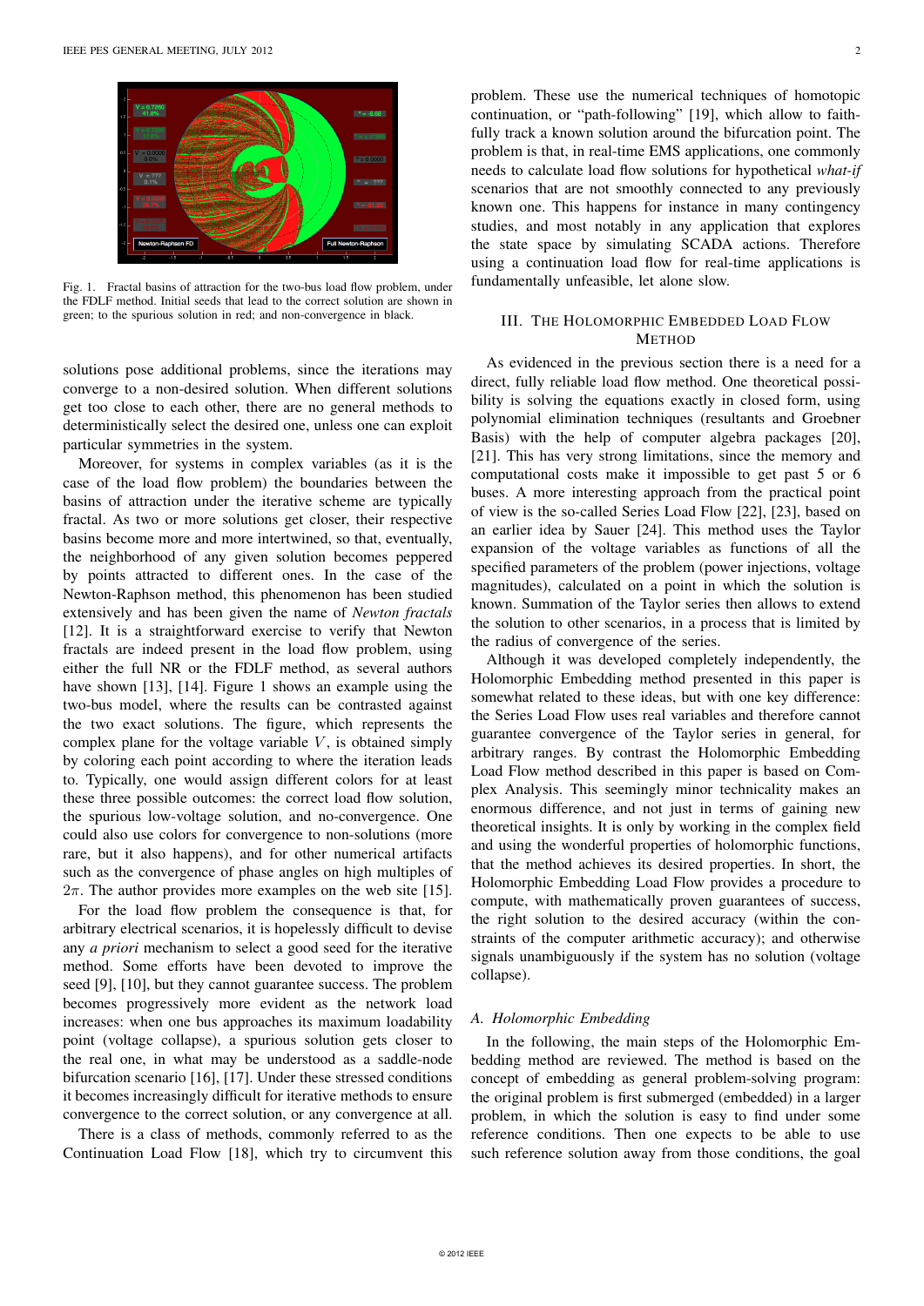Fig. 1. Fractal basins of attraction for the two-bus load flow problem, under the FDLF method. Initial seeds that lead to the correct solution are shown in green; to the spurious solution in red; and non-convergence in black.

solutions pose additional problems, since the iterations may converge to a non-desired solution. When different solutions get too close to each other, there are no general methods to deterministically select the desired one, unless one can exploit particular symmetries in the system.

Moreover, for systems in complex variables (as it is the case of the load flow problem) the boundaries between the basins of attraction under the iterative scheme are typically fractal. As two or more solutions get closer, their respective basins become more and more intertwined, so that, eventually, the neighborhood of any given solution becomes peppered by points attracted to different ones. In the case of the Newton-Raphson method, this phenomenon has been studied extensively and has been given the name of *Newton fractals* [12]. It is a straightforward exercise to verify that Newton fractals are indeed present in the load flow problem, using either the full NR or the FDLF method, as several authors have shown [13], [14]. Figure 1 shows an example using the two-bus model, where the results can be contrasted against the two exact solutions. The figure, which represents the complex plane for the voltage variable $V$, is obtained simply by coloring each point according to where the iteration leads to. Typically, one would assign different colors for at least these three possible outcomes: the correct load flow solution, the spurious low-voltage solution, and no-convergence. One could also use colors for convergence to non-solutions (more rare, but it also happens), and for other numerical artifacts such as the convergence of phase angles on high multiples of $2\pi$. The author provides more examples on the web site [15].

For the load flow problem the consequence is that, for arbitrary electrical scenarios, it is hopelessly difficult to devise any *a priori* mechanism to select a good seed for the iterative method. Some efforts have been devoted to improve the seed [9], [10], but they cannot guarantee success. The problem becomes progressively more evident as the network load increases: when one bus approaches its maximum loadability point (voltage collapse), a spurious solution gets closer to the real one, in what may be understood as a saddle-node bifurcation scenario [16], [17]. Under these stressed conditions it becomes increasingly difficult for iterative methods to ensure convergence to the correct solution, or any convergence at all.

There is a class of methods, commonly referred to as the Continuation Load Flow [18], which try to circumvent this problem. These use the numerical techniques of homotopic continuation, or "path-following" [19], which allow to faithfully track a known solution around the bifurcation point. The problem is that, in real-time EMS applications, one commonly needs to calculate load flow solutions for hypothetical *what-if* scenarios that are not smoothly connected to any previously known one. This happens for instance in many contingency studies, and most notably in any application that explores the state space by simulating SCADA actions. Therefore using a continuation load flow for real-time applications is fundamentally unfeasible, let alone slow.

## III. The Holomorphic Embedded Load Flow Method

As evidenced in the previous section there is a need for a direct, fully reliable load flow method. One theoretical possibility is solving the equations exactly in closed form, using polynomial elimination techniques (resultants and Groebner Basis) with the help of computer algebra packages [20], [21]. This has very strong limitations, since the memory and computational costs make it impossible to get past 5 or 6 buses. A more interesting approach from the practical point of view is the so-called Series Load Flow [22], [23], based on an earlier idea by Sauer [24]. This method uses the Taylor expansion of the voltage variables as functions of all the specified parameters of the problem (power injections, voltage magnitudes), calculated on a point in which the solution is known. Summation of the Taylor series then allows to extend the solution to other scenarios, in a process that is limited by the radius of convergence of the series.

Although it was developed completely independently, the Holomorphic Embedding method presented in this paper is somewhat related to these ideas, but with one key difference: the Series Load Flow uses real variables and therefore cannot guarantee convergence of the Taylor series in general, for arbitrary ranges. By contrast the Holomorphic Embedding Load Flow method described in this paper is based on Complex Analysis. This seemingly minor technicality makes an enormous difference, and not just in terms of gaining new theoretical insights. It is only by working in the complex field and using the wonderful properties of holomorphic functions, that the method achieves its desired properties. In short, the Holomorphic Embedding Load Flow provides a procedure to compute, with mathematically proven guarantees of success, the right solution to the desired accuracy (within the constraints of the computer arithmetic accuracy); and otherwise signals unambiguously if the system has no solution (voltage collapse).

### A. Holomorphic Embedding

In the following, the main steps of the Holomorphic Embedding method are reviewed. The method is based on the concept of embedding as general problem-solving program: the original problem is first submerged (embedded) in a larger problem, in which the solution is easy to find under some reference conditions. Then one expects to be able to use such reference solution away from those conditions, the goal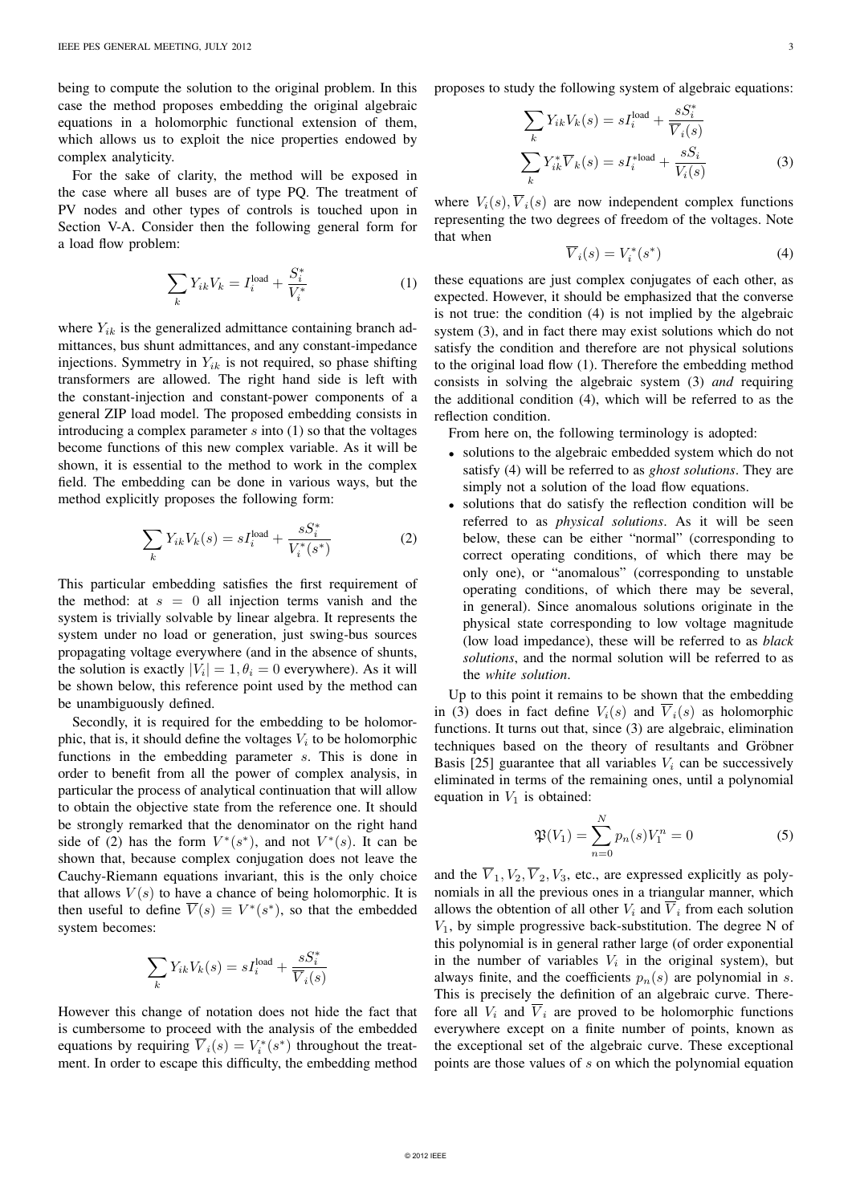being to compute the solution to the original problem. In this case the method proposes embedding the original algebraic equations in a holomorphic functional extension of them, which allows us to exploit the nice properties endowed by complex analyticity.

For the sake of clarity, the method will be exposed in the case where all buses are of type PQ. The treatment of PV nodes and other types of controls is touched upon in Section V-A. Consider then the following general form for a load flow problem:

$$\sum_k Y_{ik} V_k = I_i^{\text{load}} + \frac{S_i^*}{V_i^*} \tag{1}$$

where $Y_{ik}$ is the generalized admittance containing branch admittances, bus shunt admittances, and any constant-impedance injections. Symmetry in $Y_{ik}$ is not required, so phase shifting transformers are allowed. The right hand side is left with the constant-injection and constant-power components of a general ZIP load model. The proposed embedding consists in introducing a complex parameter $s$ into (1) so that the voltages become functions of this new complex variable. As it will be shown, it is essential to the method to work in the complex field. The embedding can be done in various ways, but the method explicitly proposes the following form:

$$\sum_k Y_{ik} V_k(s) = s I_i^{\text{load}} + \frac{s S_i^*}{V_i^*(s^*)} \tag{2}$$

This particular embedding satisfies the first requirement of the method: at $s = 0$ all injection terms vanish and the system is trivially solvable by linear algebra. It represents the system under no load or generation, just swing-bus sources propagating voltage everywhere (and in the absence of shunts, the solution is exactly $|V_i| = 1, \theta_i = 0$ everywhere). As it will be shown below, this reference point used by the method can be unambiguously defined.

Secondly, it is required for the embedding to be holomorphic, that is, it should define the voltages $V_i$ to be holomorphic functions in the embedding parameter $s$. This is done in order to benefit from all the power of complex analysis, in particular the process of analytical continuation that will allow to obtain the objective state from the reference one. It should be strongly remarked that the denominator on the right hand side of (2) has the form $V^*(s^*)$, and not $V^*(s)$. It can be shown that, because complex conjugation does not leave the Cauchy-Riemann equations invariant, this is the only choice that allows $V(s)$ to have a chance of being holomorphic. It is then useful to define $\overline{V}(s) \equiv V^*(s^*)$, so that the embedded system becomes:

$$\sum_k Y_{ik} V_k(s) = s I_i^{\text{load}} + \frac{s S_i^*}{\overline{V}_i(s)}$$

However this change of notation does not hide the fact that is cumbersome to proceed with the analysis of the embedded equations by requiring $\overline{V}_i(s) = V_i^*(s^*)$ throughout the treatment. In order to escape this difficulty, the embedding method proposes to study the following system of algebraic equations:

$$\begin{aligned}
\sum_k Y_{ik} V_k(s) &= s I_i^{\text{load}} + \frac{s S_i^*}{\overline{V}_i(s)} \\
\sum_k Y_{ik}^* \overline{V}_k(s) &= s I_i^{*\text{load}} + \frac{s S_i}{V_i(s)}
\end{aligned} \tag{3}$$

where $V_i(s), \overline{V}_i(s)$ are now independent complex functions representing the two degrees of freedom of the voltages. Note that when

$$\overline{V}_i(s) = V_i^*(s^*) \tag{4}$$

these equations are just complex conjugates of each other, as expected. However, it should be emphasized that the converse is not true: the condition (4) is not implied by the algebraic system (3), and in fact there may exist solutions which do not satisfy the condition and therefore are not physical solutions to the original load flow (1). Therefore the embedding method consists in solving the algebraic system (3) *and* requiring the additional condition (4), which will be referred to as the reflection condition.

From here on, the following terminology is adopted:

- solutions to the algebraic embedded system which do not satisfy (4) will be referred to as *ghost solutions*. They are simply not a solution of the load flow equations.
- solutions that do satisfy the reflection condition will be referred to as *physical solutions*. As it will be seen below, these can be either "normal" (corresponding to correct operating conditions, of which there may be only one), or "anomalous" (corresponding to unstable operating conditions, of which there may be several, in general). Since anomalous solutions originate in the physical state corresponding to low voltage magnitude (low load impedance), these will be referred to as *black solutions*, and the normal solution will be referred to as the *white solution*.

Up to this point it remains to be shown that the embedding in (3) does in fact define $V_i(s)$ and $\overline{V}_i(s)$ as holomorphic functions. It turns out that, since (3) are algebraic, elimination techniques based on the theory of resultants and Gröbner Basis [25] guarantee that all variables $V_i$ can be successively eliminated in terms of the remaining ones, until a polynomial equation in $V_1$ is obtained:

$$\mathfrak{P}(V_1) = \sum_{n=0}^{N} p_n(s) V_1^n = 0 \tag{5}$$

and the $\overline{V}_1, V_2, \overline{V}_2, V_3$, etc., are expressed explicitly as polynomials in all the previous ones in a triangular manner, which allows the obtention of all other $V_i$ and $\overline{V}_i$ from each solution $V_1$, by simple progressive back-substitution. The degree N of this polynomial is in general rather large (of order exponential in the number of variables $V_i$ in the original system), but always finite, and the coefficients $p_n(s)$ are polynomial in $s$. This is precisely the definition of an algebraic curve. Therefore all $V_i$ and $\overline{V}_i$ are proved to be holomorphic functions everywhere except on a finite number of points, known as the exceptional set of the algebraic curve. These exceptional points are those values of $s$ on which the polynomial equation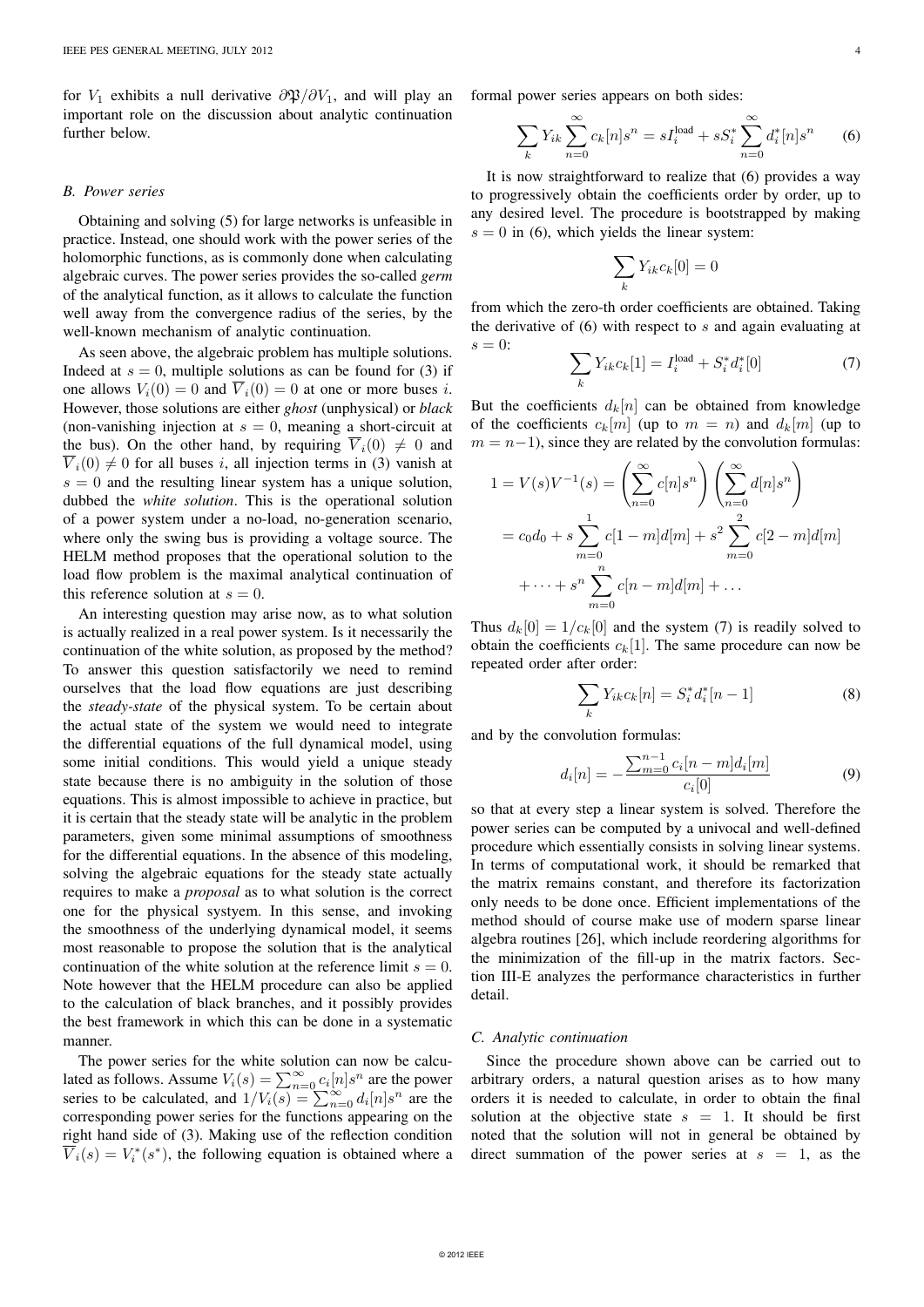for $V_1$ exhibits a null derivative $\partial\mathfrak{P}/\partial V_1$, and will play an important role on the discussion about analytic continuation further below.

### B. Power series

Obtaining and solving (5) for large networks is unfeasible in practice. Instead, one should work with the power series of the holomorphic functions, as is commonly done when calculating algebraic curves. The power series provides the so-called *germ* of the analytical function, as it allows to calculate the function well away from the convergence radius of the series, by the well-known mechanism of analytic continuation.

As seen above, the algebraic problem has multiple solutions. Indeed at $s=0$, multiple solutions as can be found for (3) if one allows $V_i(0)=0$ and $\overline{V}_i(0)=0$ at one or more buses $i$. However, those solutions are either *ghost* (unphysical) or *black* (non-vanishing injection at $s=0$, meaning a short-circuit at the bus). On the other hand, by requiring $\overline{V}_i(0)\neq 0$ and $\overline{V}_i(0)\neq 0$ for all buses $i$, all injection terms in (3) vanish at $s=0$ and the resulting linear system has a unique solution, dubbed the *white solution*. This is the operational solution of a power system under a no-load, no-generation scenario, where only the swing bus is providing a voltage source. The HELM method proposes that the operational solution to the load flow problem is the maximal analytical continuation of this reference solution at $s=0$.

An interesting question may arise now, as to what solution is actually realized in a real power system. Is it necessarily the continuation of the white solution, as proposed by the method? To answer this question satisfactorily we need to remind ourselves that the load flow equations are just describing the *steady-state* of the physical system. To be certain about the actual state of the system we would need to integrate the differential equations of the full dynamical model, using some initial conditions. This would yield a unique steady state because there is no ambiguity in the solution of those equations. This is almost impossible to achieve in practice, but it is certain that the steady state will be analytic in the problem parameters, given some minimal assumptions of smoothness for the differential equations. In the absence of this modeling, solving the algebraic equations for the steady state actually requires to make a *proposal* as to what solution is the correct one for the physical systyem. In this sense, and invoking the smoothness of the underlying dynamical model, it seems most reasonable to propose the solution that is the analytical continuation of the white solution at the reference limit $s=0$. Note however that the HELM procedure can also be applied to the calculation of black branches, and it possibly provides the best framework in which this can be done in a systematic manner.

The power series for the white solution can now be calculated as follows. Assume $V_i(s)=\sum_{n=0}^{\infty}c_i[n]s^n$ are the power series to be calculated, and $1/V_i(s)=\sum_{n=0}^{\infty}d_i[n]s^n$ are the corresponding power series for the functions appearing on the right hand side of (3). Making use of the reflection condition $\overline{V}_i(s)=V_i^*(s^*)$, the following equation is obtained where a formal power series appears on both sides:

$$\sum_k Y_{ik}\sum_{n=0}^{\infty}c_k[n]s^n = sI_i^{\text{load}} + sS_i^*\sum_{n=0}^{\infty}d_i^*[n]s^n \qquad (6)$$

It is now straightforward to realize that (6) provides a way to progressively obtain the coefficients order by order, up to any desired level. The procedure is bootstrapped by making $s=0$ in (6), which yields the linear system:

$$\sum_k Y_{ik}c_k[0]=0$$

from which the zero-th order coefficients are obtained. Taking the derivative of (6) with respect to $s$ and again evaluating at $s=0$:

$$\sum_k Y_{ik}c_k[1]=I_i^{\text{load}}+S_i^*d_i^*[0] \qquad (7)$$

But the coefficients $d_k[n]$ can be obtained from knowledge of the coefficients $c_k[m]$ (up to $m=n$) and $d_k[m]$ (up to $m=n-1$), since they are related by the convolution formulas:

$$\begin{aligned}
1 = V(s)V^{-1}(s) &= \left(\sum_{n=0}^{\infty}c[n]s^n\right)\left(\sum_{n=0}^{\infty}d[n]s^n\right)\\
&= c_0d_0 + s\sum_{m=0}^{1}c[1-m]d[m] + s^2\sum_{m=0}^{2}c[2-m]d[m]\\
&\quad + \dots + s^n\sum_{m=0}^{n}c[n-m]d[m] + \dots
\end{aligned}$$

Thus $d_k[0]=1/c_k[0]$ and the system (7) is readily solved to obtain the coefficients $c_k[1]$. The same procedure can now be repeated order after order:

$$\sum_k Y_{ik}c_k[n]=S_i^*d_i^*[n-1] \qquad (8)$$

and by the convolution formulas:

$$d_i[n] = -\frac{\sum_{m=0}^{n-1}c_i[n-m]d_i[m]}{c_i[0]} \qquad (9)$$

so that at every step a linear system is solved. Therefore the power series can be computed by a univocal and well-defined procedure which essentially consists in solving linear systems. In terms of computational work, it should be remarked that the matrix remains constant, and therefore its factorization only needs to be done once. Efficient implementations of the method should of course make use of modern sparse linear algebra routines [26], which include reordering algorithms for the minimization of the fill-up in the matrix factors. Section III-E analyzes the performance characteristics in further detail.

### C. Analytic continuation

Since the procedure shown above can be carried out to arbitrary orders, a natural question arises as to how many orders it is needed to calculate, in order to obtain the final solution at the objective state $s=1$. It should be first noted that the solution will not in general be obtained by direct summation of the power series at $s=1$, as the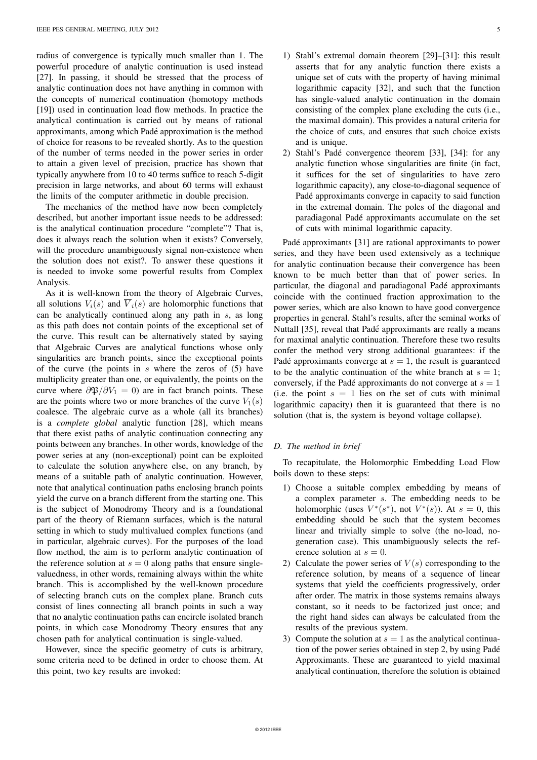radius of convergence is typically much smaller than 1. The powerful procedure of analytic continuation is used instead [27]. In passing, it should be stressed that the process of analytic continuation does not have anything in common with the concepts of numerical continuation (homotopy methods [19]) used in continuation load flow methods. In practice the analytical continuation is carried out by means of rational approximants, among which Padé approximation is the method of choice for reasons to be revealed shortly. As to the question of the number of terms needed in the power series in order to attain a given level of precision, practice has shown that typically anywhere from 10 to 40 terms suffice to reach 5-digit precision in large networks, and about 60 terms will exhaust the limits of the computer arithmetic in double precision.

The mechanics of the method have now been completely described, but another important issue needs to be addressed: is the analytical continuation procedure "complete"? That is, does it always reach the solution when it exists? Conversely, will the procedure unambiguously signal non-existence when the solution does not exist?. To answer these questions it is needed to invoke some powerful results from Complex Analysis.

As it is well-known from the theory of Algebraic Curves, all solutions $V_i(s)$ and $\overline{V}_i(s)$ are holomorphic functions that can be analytically continued along any path in $s$, as long as this path does not contain points of the exceptional set of the curve. This result can be alternatively stated by saying that Algebraic Curves are analytical functions whose only singularities are branch points, since the exceptional points of the curve (the points in $s$ where the zeros of (5) have multiplicity greater than one, or equivalently, the points on the curve where $\partial\mathfrak{P}/\partial V_1 = 0$) are in fact branch points. These are the points where two or more branches of the curve $V_1(s)$ coalesce. The algebraic curve as a whole (all its branches) is a *complete global* analytic function [28], which means that there exist paths of analytic continuation connecting any points between any branches. In other words, knowledge of the power series at any (non-exceptional) point can be exploited to calculate the solution anywhere else, on any branch, by means of a suitable path of analytic continuation. However, note that analytical continuation paths enclosing branch points yield the curve on a branch different from the starting one. This is the subject of Monodromy Theory and is a foundational part of the theory of Riemann surfaces, which is the natural setting in which to study multivalued complex functions (and in particular, algebraic curves). For the purposes of the load flow method, the aim is to perform analytic continuation of the reference solution at $s = 0$ along paths that ensure single-valuedness, in other words, remaining always within the white branch. This is accomplished by the well-known procedure of selecting branch cuts on the complex plane. Branch cuts consist of lines connecting all branch points in such a way that no analytic continuation paths can encircle isolated branch points, in which case Monodromy Theory ensures that any chosen path for analytical continuation is single-valued.

However, since the specific geometry of cuts is arbitrary, some criteria need to be defined in order to choose them. At this point, two key results are invoked:

1) Stahl's extremal domain theorem [29]–[31]: this result asserts that for any analytic function there exists a unique set of cuts with the property of having minimal logarithmic capacity [32], and such that the function has single-valued analytic continuation in the domain consisting of the complex plane excluding the cuts (i.e., the maximal domain). This provides a natural criteria for the choice of cuts, and ensures that such choice exists and is unique.
2) Stahl's Padé convergence theorem [33], [34]: for any analytic function whose singularities are finite (in fact, it suffices for the set of singularities to have zero logarithmic capacity), any close-to-diagonal sequence of Padé approximants converge in capacity to said function in the extremal domain. The poles of the diagonal and paradiagonal Padé approximants accumulate on the set of cuts with minimal logarithmic capacity.

Padé approximants [31] are rational approximants to power series, and they have been used extensively as a technique for analytic continuation because their convergence has been known to be much better than that of power series. In particular, the diagonal and paradiagonal Padé approximants coincide with the continued fraction approximation to the power series, which are also known to have good convergence properties in general. Stahl's results, after the seminal works of Nuttall [35], reveal that Padé approximants are really a means for maximal analytic continuation. Therefore these two results confer the method very strong additional guarantees: if the Padé approximants converge at $s = 1$, the result is guaranteed to be the analytic continuation of the white branch at $s = 1$; conversely, if the Padé approximants do not converge at $s = 1$ (i.e. the point $s = 1$ lies on the set of cuts with minimal logarithmic capacity) then it is guaranteed that there is no solution (that is, the system is beyond voltage collapse).

### D. The method in brief

To recapitulate, the Holomorphic Embedding Load Flow boils down to these steps:

1) Choose a suitable complex embedding by means of a complex parameter $s$. The embedding needs to be holomorphic (uses $V^*(s^*)$, not $V^*(s)$). At $s = 0$, this embedding should be such that the system becomes linear and trivially simple to solve (the no-load, no-generation case). This unambiguously selects the reference solution at $s = 0$.
2) Calculate the power series of $V(s)$ corresponding to the reference solution, by means of a sequence of linear systems that yield the coefficients progressively, order after order. The matrix in those systems remains always constant, so it needs to be factorized just once; and the right hand sides can always be calculated from the results of the previous system.
3) Compute the solution at $s = 1$ as the analytical continuation of the power series obtained in step 2, by using Padé Approximants. These are guaranteed to yield maximal analytical continuation, therefore the solution is obtained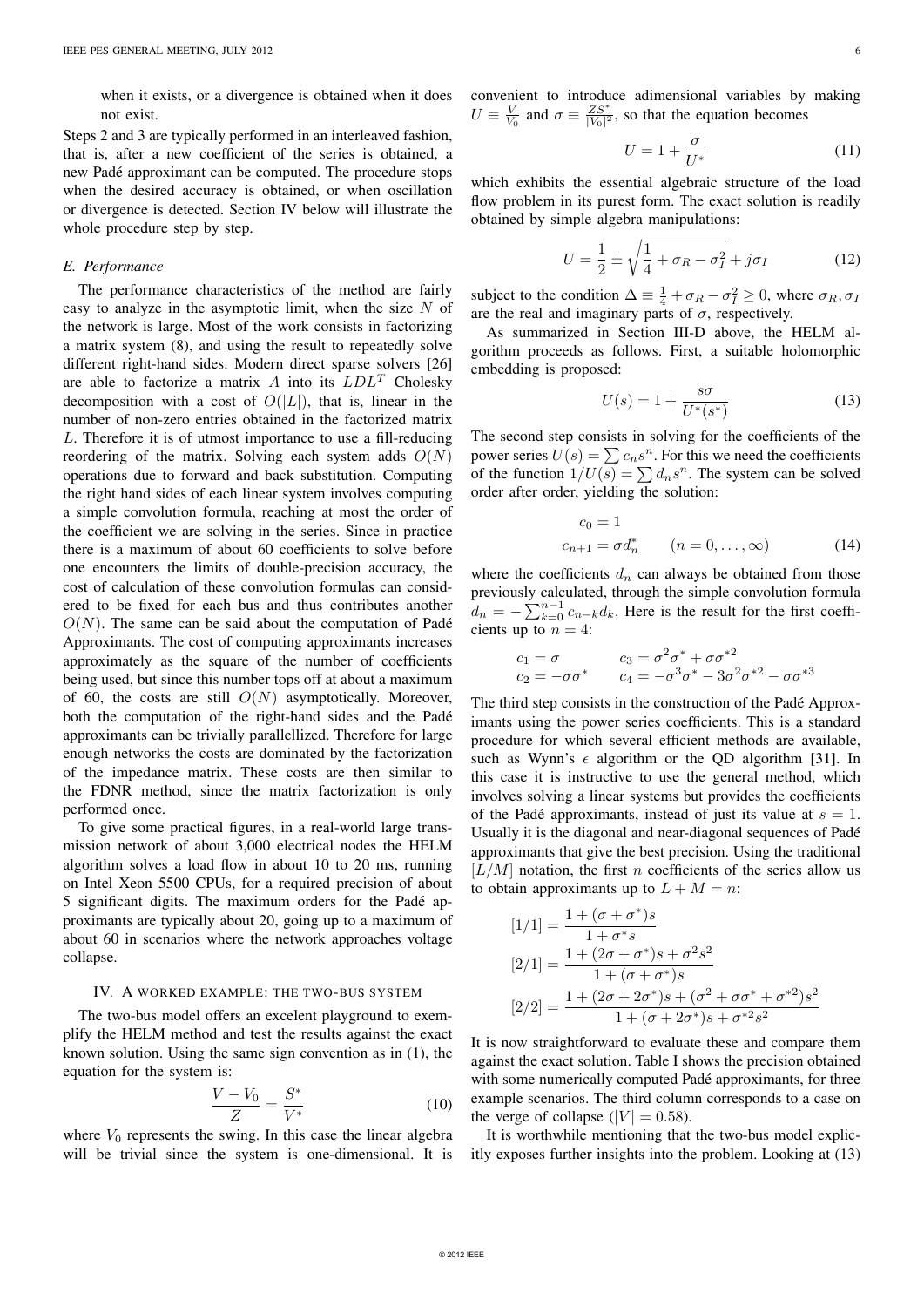when it exists, or a divergence is obtained when it does not exist.

Steps 2 and 3 are typically performed in an interleaved fashion, that is, after a new coefficient of the series is obtained, a new Padé approximant can be computed. The procedure stops when the desired accuracy is obtained, or when oscillation or divergence is detected. Section IV below will illustrate the whole procedure step by step.

### E. Performance

The performance characteristics of the method are fairly easy to analyze in the asymptotic limit, when the size $N$ of the network is large. Most of the work consists in factorizing a matrix system (8), and using the result to repeatedly solve different right-hand sides. Modern direct sparse solvers [26] are able to factorize a matrix $A$ into its $LDL^T$ Cholesky decomposition with a cost of $O(|L|)$, that is, linear in the number of non-zero entries obtained in the factorized matrix $L$. Therefore it is of utmost importance to use a fill-reducing reordering of the matrix. Solving each system adds $O(N)$ operations due to forward and back substitution. Computing the right hand sides of each linear system involves computing a simple convolution formula, reaching at most the order of the coefficient we are solving in the series. Since in practice there is a maximum of about 60 coefficients to solve before one encounters the limits of double-precision accuracy, the cost of calculation of these convolution formulas can considered to be fixed for each bus and thus contributes another $O(N)$. The same can be said about the computation of Padé Approximants. The cost of computing approximants increases approximately as the square of the number of coefficients being used, but since this number tops off at about a maximum of 60, the costs are still $O(N)$ asymptotically. Moreover, both the computation of the right-hand sides and the Padé approximants can be trivially parallellized. Therefore for large enough networks the costs are dominated by the factorization of the impedance matrix. These costs are then similar to the FDNR method, since the matrix factorization is only performed once.

To give some practical figures, in a real-world large transmission network of about 3,000 electrical nodes the HELM algorithm solves a load flow in about 10 to 20 ms, running on Intel Xeon 5500 CPUs, for a required precision of about 5 significant digits. The maximum orders for the Padé approximants are typically about 20, going up to a maximum of about 60 in scenarios where the network approaches voltage collapse.

## IV. A WORKED EXAMPLE: THE TWO-BUS SYSTEM

The two-bus model offers an excelent playground to exemplify the HELM method and test the results against the exact known solution. Using the same sign convention as in (1), the equation for the system is:

$$\frac{V - V_0}{Z} = \frac{S^*}{V^*} \tag{10}$$

where $V_0$ represents the swing. In this case the linear algebra will be trivial since the system is one-dimensional. It is convenient to introduce adimensional variables by making $U \equiv \frac{V}{V_0}$ and $\sigma \equiv \frac{ZS^*}{|V_0|^2}$, so that the equation becomes

$$U = 1 + \frac{\sigma}{U^*} \tag{11}$$

which exhibits the essential algebraic structure of the load flow problem in its purest form. The exact solution is readily obtained by simple algebra manipulations:

$$U = \frac{1}{2} \pm \sqrt{\frac{1}{4} + \sigma_R - \sigma_I^2} + j\sigma_I \tag{12}$$

subject to the condition $\Delta \equiv \frac{1}{4} + \sigma_R - \sigma_I^2 \geq 0$, where $\sigma_R, \sigma_I$ are the real and imaginary parts of $\sigma$, respectively.

As summarized in Section III-D above, the HELM algorithm proceeds as follows. First, a suitable holomorphic embedding is proposed:

$$U(s) = 1 + \frac{s\sigma}{U^*(s^*)} \tag{13}$$

The second step consists in solving for the coefficients of the power series $U(s) = \sum c_n s^n$. For this we need the coefficients of the function $1/U(s) = \sum d_n s^n$. The system can be solved order after order, yielding the solution:

$$\begin{aligned} c_0 &= 1 \\ c_{n+1} &= \sigma d_n^* \qquad (n = 0, \ldots, \infty) \end{aligned} \tag{14}$$

where the coefficients $d_n$ can always be obtained from those previously calculated, through the simple convolution formula $d_n = -\sum_{k=0}^{n-1} c_{n-k} d_k$. Here is the result for the first coefficients up to $n = 4$:

$$\begin{aligned} c_1 &= \sigma & c_3 &= \sigma^2\sigma^* + \sigma\sigma^{*2} \\ c_2 &= -\sigma\sigma^* & c_4 &= -\sigma^3\sigma^* - 3\sigma^2\sigma^{*2} - \sigma\sigma^{*3} \end{aligned}$$

The third step consists in the construction of the Padé Approximants using the power series coefficients. This is a standard procedure for which several efficient methods are available, such as Wynn's $\epsilon$ algorithm or the QD algorithm [31]. In this case it is instructive to use the general method, which involves solving a linear systems but provides the coefficients of the Padé approximants, instead of just its value at $s = 1$. Usually it is the diagonal and near-diagonal sequences of Padé approximants that give the best precision. Using the traditional $[L/M]$ notation, the first $n$ coefficients of the series allow us to obtain approximants up to $L + M = n$:

$$\begin{aligned} [1/1] &= \frac{1 + (\sigma + \sigma^*)s}{1 + \sigma^* s} \\ [2/1] &= \frac{1 + (2\sigma + \sigma^*)s + \sigma^2 s^2}{1 + (\sigma + \sigma^*)s} \\ [2/2] &= \frac{1 + (2\sigma + 2\sigma^*)s + (\sigma^2 + \sigma\sigma^* + \sigma^{*2})s^2}{1 + (\sigma + 2\sigma^*)s + \sigma^{*2}s^2} \end{aligned}$$

It is now straightforward to evaluate these and compare them against the exact solution. Table I shows the precision obtained with some numerically computed Padé approximants, for three example scenarios. The third column corresponds to a case on the verge of collapse ($|V| = 0.58$).

It is worthwhile mentioning that the two-bus model explicitly exposes further insights into the problem. Looking at (13)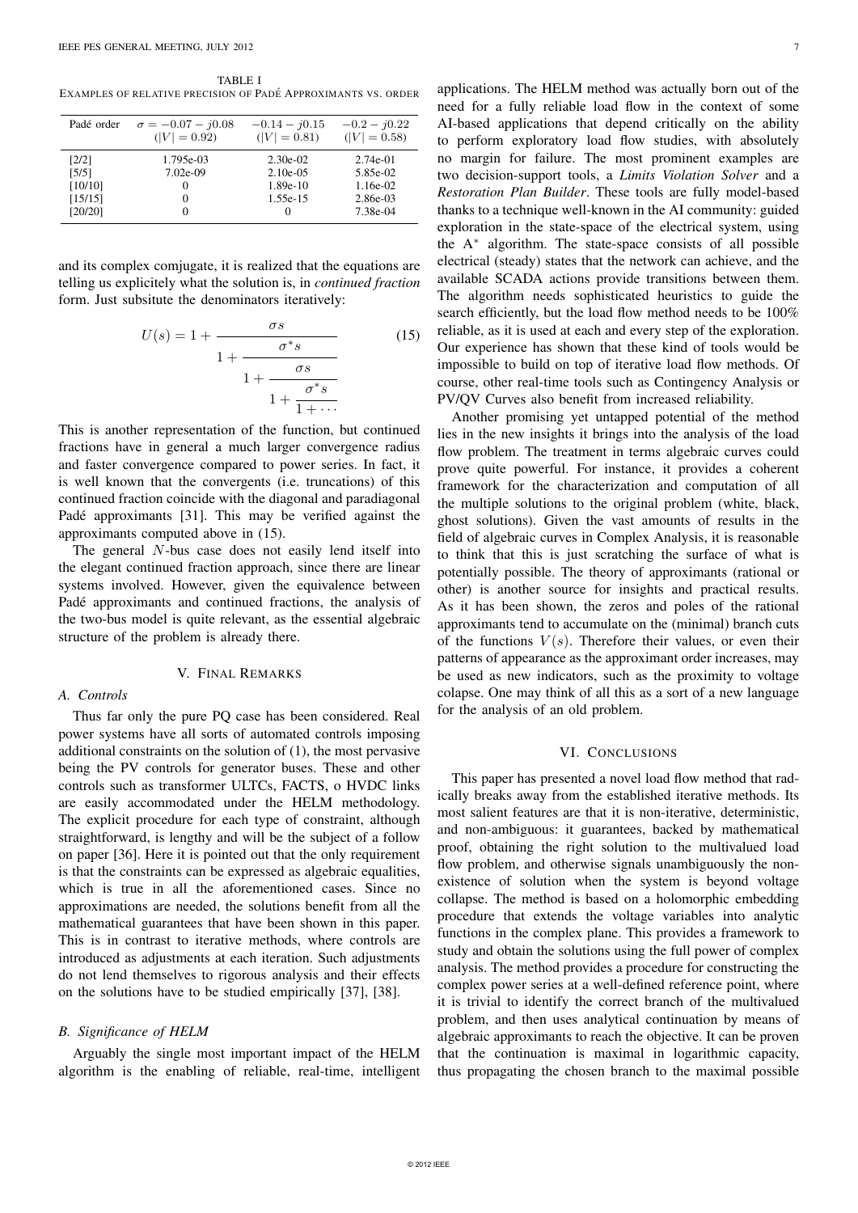TABLE I
EXAMPLES OF RELATIVE PRECISION OF PADÉ APPROXIMANTS VS. ORDER

| Padé order | $\sigma = -0.07 - j0.08$ ($\|V\| = 0.92$) | $-0.14 - j0.15$ ($\|V\| = 0.81$) | $-0.2 - j0.22$ ($\|V\| = 0.58$) |
|---|---|---|---|
| [2/2] | 1.795e-03 | 2.30e-02 | 2.74e-01 |
| [5/5] | 7.02e-09 | 2.10e-05 | 5.85e-02 |
| [10/10] | 0 | 1.89e-10 | 1.16e-02 |
| [15/15] | 0 | 1.55e-15 | 2.86e-03 |
| [20/20] | 0 | 0 | 7.38e-04 |

and its complex comjugate, it is realized that the equations are telling us explicitely what the solution is, in *continued fraction* form. Just subsitute the denominators iteratively:

$$U(s) = 1 + \cfrac{\sigma s}{1 + \cfrac{\sigma^* s}{1 + \cfrac{\sigma s}{1 + \cfrac{\sigma^* s}{1 + \cdots}}}} \tag{15}$$

This is another representation of the function, but continued fractions have in general a much larger convergence radius and faster convergence compared to power series. In fact, it is well known that the convergents (i.e. truncations) of this continued fraction coincide with the diagonal and paradiagonal Padé approximants [31]. This may be verified against the approximants computed above in (15).

The general $N$-bus case does not easily lend itself into the elegant continued fraction approach, since there are linear systems involved. However, given the equivalence between Padé approximants and continued fractions, the analysis of the two-bus model is quite relevant, as the essential algebraic structure of the problem is already there.

## V. FINAL REMARKS

### A. Controls

Thus far only the pure PQ case has been considered. Real power systems have all sorts of automated controls imposing additional constraints on the solution of (1), the most pervasive being the PV controls for generator buses. These and other controls such as transformer ULTCs, FACTS, o HVDC links are easily accommodated under the HELM methodology. The explicit procedure for each type of constraint, although straightforward, is lengthy and will be the subject of a follow on paper [36]. Here it is pointed out that the only requirement is that the constraints can be expressed as algebraic equalities, which is true in all the aforementioned cases. Since no approximations are needed, the solutions benefit from all the mathematical guarantees that have been shown in this paper. This is in contrast to iterative methods, where controls are introduced as adjustments at each iteration. Such adjustments do not lend themselves to rigorous analysis and their effects on the solutions have to be studied empirically [37], [38].

### B. Significance of HELM

Arguably the single most important impact of the HELM algorithm is the enabling of reliable, real-time, intelligent applications. The HELM method was actually born out of the need for a fully reliable load flow in the context of some AI-based applications that depend critically on the ability to perform exploratory load flow studies, with absolutely no margin for failure. The most prominent examples are two decision-support tools, a *Limits Violation Solver* and a *Restoration Plan Builder*. These tools are fully model-based thanks to a technique well-known in the AI community: guided exploration in the state-space of the electrical system, using the $A^*$ algorithm. The state-space consists of all possible electrical (steady) states that the network can achieve, and the available SCADA actions provide transitions between them. The algorithm needs sophisticated heuristics to guide the search efficiently, but the load flow method needs to be 100% reliable, as it is used at each and every step of the exploration. Our experience has shown that these kind of tools would be impossible to build on top of iterative load flow methods. Of course, other real-time tools such as Contingency Analysis or PV/QV Curves also benefit from increased reliability.

Another promising yet untapped potential of the method lies in the new insights it brings into the analysis of the load flow problem. The treatment in terms algebraic curves could prove quite powerful. For instance, it provides a coherent framework for the characterization and computation of all the multiple solutions to the original problem (white, black, ghost solutions). Given the vast amounts of results in the field of algebraic curves in Complex Analysis, it is reasonable to think that this is just scratching the surface of what is potentially possible. The theory of approximants (rational or other) is another source for insights and practical results. As it has been shown, the zeros and poles of the rational approximants tend to accumulate on the (minimal) branch cuts of the functions $V(s)$. Therefore their values, or even their patterns of appearance as the approximant order increases, may be used as new indicators, such as the proximity to voltage colapse. One may think of all this as a sort of a new language for the analysis of an old problem.

## VI. CONCLUSIONS

This paper has presented a novel load flow method that radically breaks away from the established iterative methods. Its most salient features are that it is non-iterative, deterministic, and non-ambiguous: it guarantees, backed by mathematical proof, obtaining the right solution to the multivalued load flow problem, and otherwise signals unambiguously the non-existence of solution when the system is beyond voltage collapse. The method is based on a holomorphic embedding procedure that extends the voltage variables into analytic functions in the complex plane. This provides a framework to study and obtain the solutions using the full power of complex analysis. The method provides a procedure for constructing the complex power series at a well-defined reference point, where it is trivial to identify the correct branch of the multivalued problem, and then uses analytical continuation by means of algebraic approximants to reach the objective. It can be proven that the continuation is maximal in logarithmic capacity, thus propagating the chosen branch to the maximal possible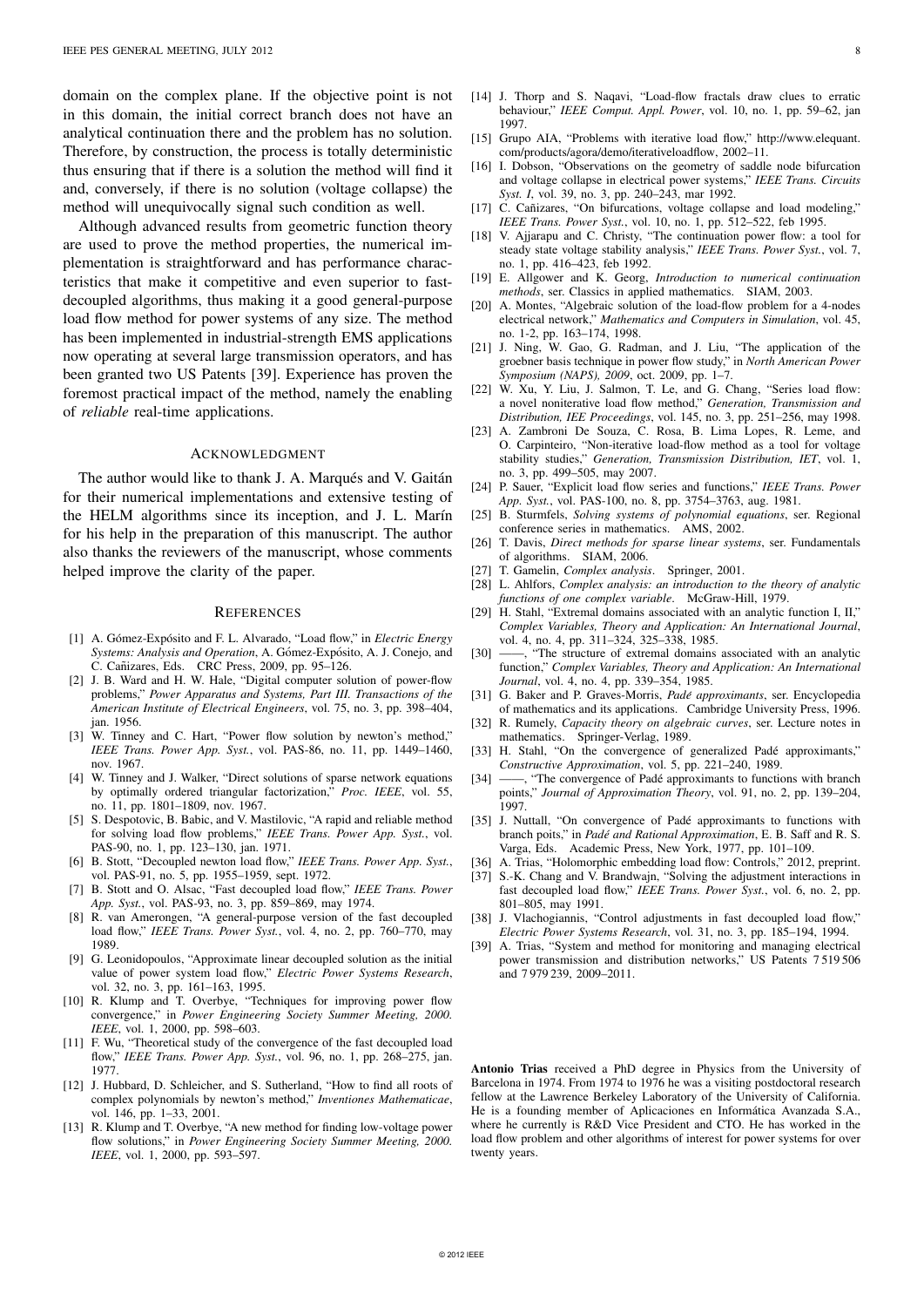domain on the complex plane. If the objective point is not in this domain, the initial correct branch does not have an analytical continuation there and the problem has no solution. Therefore, by construction, the process is totally deterministic thus ensuring that if there is a solution the method will find it and, conversely, if there is no solution (voltage collapse) the method will unequivocally signal such condition as well.

Although advanced results from geometric function theory are used to prove the method properties, the numerical implementation is straightforward and has performance characteristics that make it competitive and even superior to fast-decoupled algorithms, thus making it a good general-purpose load flow method for power systems of any size. The method has been implemented in industrial-strength EMS applications now operating at several large transmission operators, and has been granted two US Patents [39]. Experience has proven the foremost practical impact of the method, namely the enabling of *reliable* real-time applications.

## Acknowledgment

The author would like to thank J. A. Marqués and V. Gaitán for their numerical implementations and extensive testing of the HELM algorithms since its inception, and J. L. Marín for his help in the preparation of this manuscript. The author also thanks the reviewers of the manuscript, whose comments helped improve the clarity of the paper.

## References

[1] A. Gómez-Expósito and F. L. Alvarado, "Load flow," in *Electric Energy Systems: Analysis and Operation*, A. Gómez-Expósito, A. J. Conejo, and C. Cañizares, Eds. CRC Press, 2009, pp. 95–126.

[2] J. B. Ward and H. W. Hale, "Digital computer solution of power-flow problems," *Power Apparatus and Systems, Part III. Transactions of the American Institute of Electrical Engineers*, vol. 75, no. 3, pp. 398–404, jan. 1956.

[3] W. Tinney and C. Hart, "Power flow solution by newton's method," *IEEE Trans. Power App. Syst.*, vol. PAS-86, no. 11, pp. 1449–1460, nov. 1967.

[4] W. Tinney and J. Walker, "Direct solutions of sparse network equations by optimally ordered triangular factorization," *Proc. IEEE*, vol. 55, no. 11, pp. 1801–1809, nov. 1967.

[5] S. Despotovic, B. Babic, and V. Mastilovic, "A rapid and reliable method for solving load flow problems," *IEEE Trans. Power App. Syst.*, vol. PAS-90, no. 1, pp. 123–130, jan. 1971.

[6] B. Stott, "Decoupled newton load flow," *IEEE Trans. Power App. Syst.*, vol. PAS-91, no. 5, pp. 1955–1959, sept. 1972.

[7] B. Stott and O. Alsac, "Fast decoupled load flow," *IEEE Trans. Power App. Syst.*, vol. PAS-93, no. 3, pp. 859–869, may 1974.

[8] R. van Amerongen, "A general-purpose version of the fast decoupled load flow," *IEEE Trans. Power Syst.*, vol. 4, no. 2, pp. 760–770, may 1989.

[9] G. Leonidopoulos, "Approximate linear decoupled solution as the initial value of power system load flow," *Electric Power Systems Research*, vol. 32, no. 3, pp. 161–163, 1995.

[10] R. Klump and T. Overbye, "Techniques for improving power flow convergence," in *Power Engineering Society Summer Meeting, 2000. IEEE*, vol. 1, 2000, pp. 598–603.

[11] F. Wu, "Theoretical study of the convergence of the fast decoupled load flow," *IEEE Trans. Power App. Syst.*, vol. 96, no. 1, pp. 268–275, jan. 1977.

[12] J. Hubbard, D. Schleicher, and S. Sutherland, "How to find all roots of complex polynomials by newton's method," *Inventiones Mathematicae*, vol. 146, pp. 1–33, 2001.

[13] R. Klump and T. Overbye, "A new method for finding low-voltage power flow solutions," in *Power Engineering Society Summer Meeting, 2000. IEEE*, vol. 1, 2000, pp. 593–597.

[14] J. Thorp and S. Naqavi, "Load-flow fractals draw clues to erratic behaviour," *IEEE Comput. Appl. Power*, vol. 10, no. 1, pp. 59–62, jan 1997.

[15] Grupo AIA, "Problems with iterative load flow," http://www.elequant.com/products/agora/demo/iterativeloadflow, 2002–11.

[16] I. Dobson, "Observations on the geometry of saddle node bifurcation and voltage collapse in electrical power systems," *IEEE Trans. Circuits Syst. I*, vol. 39, no. 3, pp. 240–243, mar 1992.

[17] C. Cañizares, "On bifurcations, voltage collapse and load modeling," *IEEE Trans. Power Syst.*, vol. 10, no. 1, pp. 512–522, feb 1995.

[18] V. Ajjarapu and C. Christy, "The continuation power flow: a tool for steady state voltage stability analysis," *IEEE Trans. Power Syst.*, vol. 7, no. 1, pp. 416–423, feb 1992.

[19] E. Allgower and K. Georg, *Introduction to numerical continuation methods*, ser. Classics in applied mathematics. SIAM, 2003.

[20] A. Montes, "Algebraic solution of the load-flow problem for a 4-nodes electrical network," *Mathematics and Computers in Simulation*, vol. 45, no. 1-2, pp. 163–174, 1998.

[21] J. Ning, W. Gao, G. Radman, and J. Liu, "The application of the groebner basis technique in power flow study," in *North American Power Symposium (NAPS), 2009*, oct. 2009, pp. 1–7.

[22] W. Xu, Y. Liu, J. Salmon, T. Le, and G. Chang, "Series load flow: a novel noniterative load flow method," *Generation, Transmission and Distribution, IEE Proceedings*, vol. 145, no. 3, pp. 251–256, may 1998.

[23] A. Zambroni De Souza, C. Rosa, B. Lima Lopes, R. Leme, and O. Carpinteiro, "Non-iterative load-flow method as a tool for voltage stability studies," *Generation, Transmission Distribution, IET*, vol. 1, no. 3, pp. 499–505, may 2007.

[24] P. Sauer, "Explicit load flow series and functions," *IEEE Trans. Power App. Syst.*, vol. PAS-100, no. 8, pp. 3754–3763, aug. 1981.

[25] B. Sturmfels, *Solving systems of polynomial equations*, ser. Regional conference series in mathematics. AMS, 2002.

[26] T. Davis, *Direct methods for sparse linear systems*, ser. Fundamentals of algorithms. SIAM, 2006.

[27] T. Gamelin, *Complex analysis*. Springer, 2001.

[28] L. Ahlfors, *Complex analysis: an introduction to the theory of analytic functions of one complex variable*. McGraw-Hill, 1979.

[29] H. Stahl, "Extremal domains associated with an analytic function I, II," *Complex Variables, Theory and Application: An International Journal*, vol. 4, no. 4, pp. 311–324, 325–338, 1985.

[30] ——, "The structure of extremal domains associated with an analytic function," *Complex Variables, Theory and Application: An International Journal*, vol. 4, no. 4, pp. 339–354, 1985.

[31] G. Baker and P. Graves-Morris, *Padé approximants*, ser. Encyclopedia of mathematics and its applications. Cambridge University Press, 1996.

[32] R. Rumely, *Capacity theory on algebraic curves*, ser. Lecture notes in mathematics. Springer-Verlag, 1989.

[33] H. Stahl, "On the convergence of generalized Padé approximants," *Constructive Approximation*, vol. 5, pp. 221–240, 1989.

[34] ——, "The convergence of Padé approximants to functions with branch points," *Journal of Approximation Theory*, vol. 91, no. 2, pp. 139–204, 1997.

[35] J. Nuttall, "On convergence of Padé approximants to functions with branch points," in *Padé and Rational Approximation*, E. B. Saff and R. S. Varga, Eds. Academic Press, New York, 1977, pp. 101–109.

[36] A. Trias, "Holomorphic embedding load flow: Controls," 2012, preprint.

[37] S.-K. Chang and V. Brandwajn, "Solving the adjustment interactions in fast decoupled load flow," *IEEE Trans. Power Syst.*, vol. 6, no. 2, pp. 801–805, may 1991.

[38] J. Vlachogiannis, "Control adjustments in fast decoupled load flow," *Electric Power Systems Research*, vol. 31, no. 3, pp. 185–194, 1994.

[39] A. Trias, "System and method for monitoring and managing electrical power transmission and distribution networks," US Patents 7 519 506 and 7 979 239, 2009–2011.

**Antonio Trias** received a PhD degree in Physics from the University of Barcelona in 1974. From 1974 to 1976 he was a visiting postdoctoral research fellow at the Lawrence Berkeley Laboratory of the University of California. He is a founding member of Aplicaciones en Informática Avanzada S.A., where he currently is R&D Vice President and CTO. He has worked in the load flow problem and other algorithms of interest for power systems for over twenty years.

© 2012 IEEE